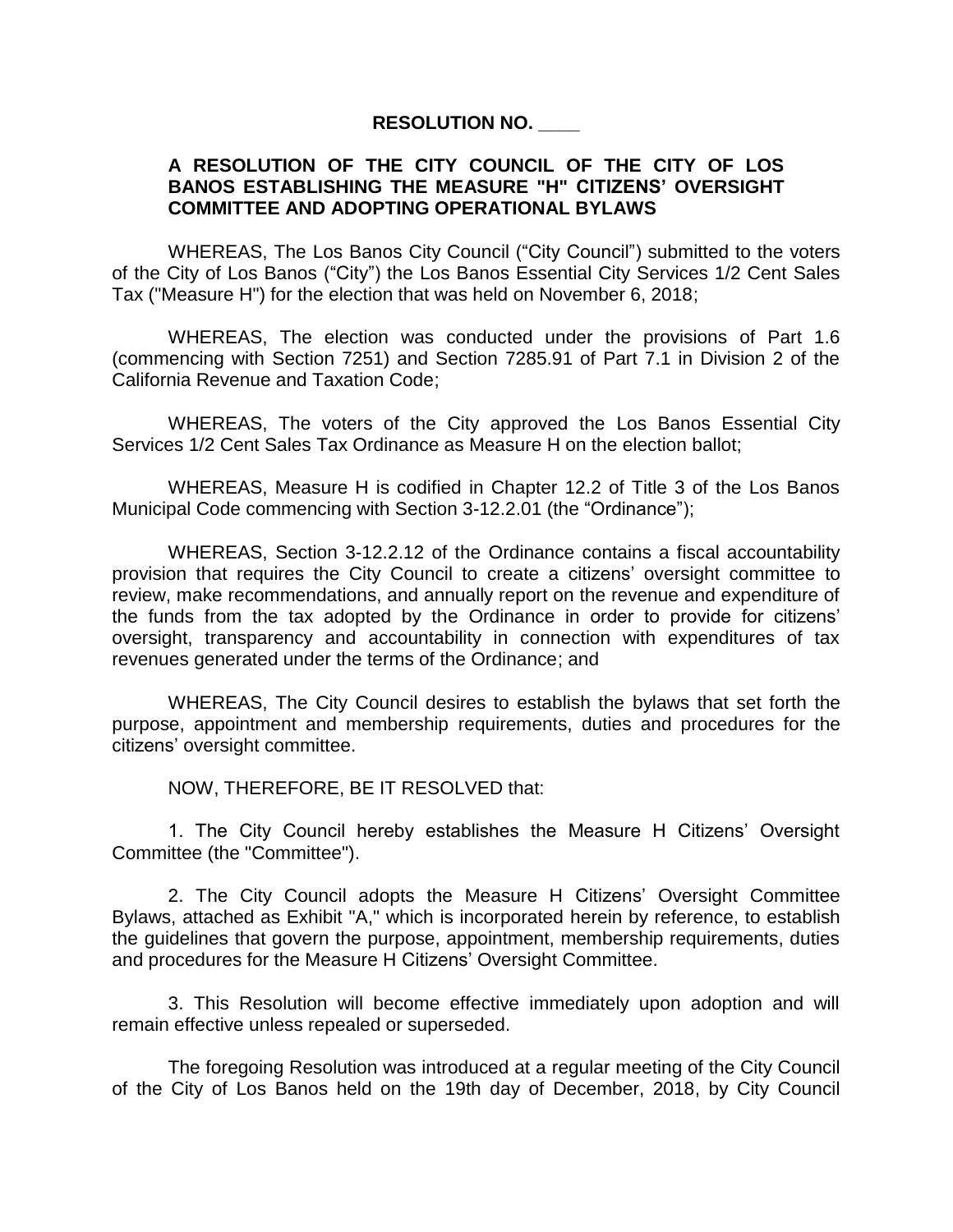# RESOLUTION NO. ____

## A RESOLUTION OF THE CITY COUNCIL OF THE CITY OF LOS BANOS ESTABLISHING THE MEASURE "H" CITIZENS' OVERSIGHT COMMITTEE AND ADOPTING OPERATIONAL BYLAWS

WHEREAS, The Los Banos City Council ("City Council") submitted to the voters of the City of Los Banos ("City") the Los Banos Essential City Services 1/2 Cent Sales Tax ("Measure H") for the election that was held on November 6, 2018;

WHEREAS, The election was conducted under the provisions of Part 1.6 (commencing with Section 7251) and Section 7285.91 of Part 7.1 in Division 2 of the California Revenue and Taxation Code;

WHEREAS, The voters of the City approved the Los Banos Essential City Services 1/2 Cent Sales Tax Ordinance as Measure H on the election ballot;

WHEREAS, Measure H is codified in Chapter 12.2 of Title 3 of the Los Banos Municipal Code commencing with Section 3-12.2.01 (the "Ordinance");

WHEREAS, Section 3-12.2.12 of the Ordinance contains a fiscal accountability provision that requires the City Council to create a citizens' oversight committee to review, make recommendations, and annually report on the revenue and expenditure of the funds from the tax adopted by the Ordinance in order to provide for citizens' oversight, transparency and accountability in connection with expenditures of tax revenues generated under the terms of the Ordinance; and

WHEREAS, The City Council desires to establish the bylaws that set forth the purpose, appointment and membership requirements, duties and procedures for the citizens' oversight committee.

NOW, THEREFORE, BE IT RESOLVED that:

1. The City Council hereby establishes the Measure H Citizens' Oversight Committee (the "Committee").

2. The City Council adopts the Measure H Citizens' Oversight Committee Bylaws, attached as Exhibit "A," which is incorporated herein by reference, to establish the guidelines that govern the purpose, appointment, membership requirements, duties and procedures for the Measure H Citizens' Oversight Committee.

3. This Resolution will become effective immediately upon adoption and will remain effective unless repealed or superseded.

The foregoing Resolution was introduced at a regular meeting of the City Council of the City of Los Banos held on the 19th day of December, 2018, by City Council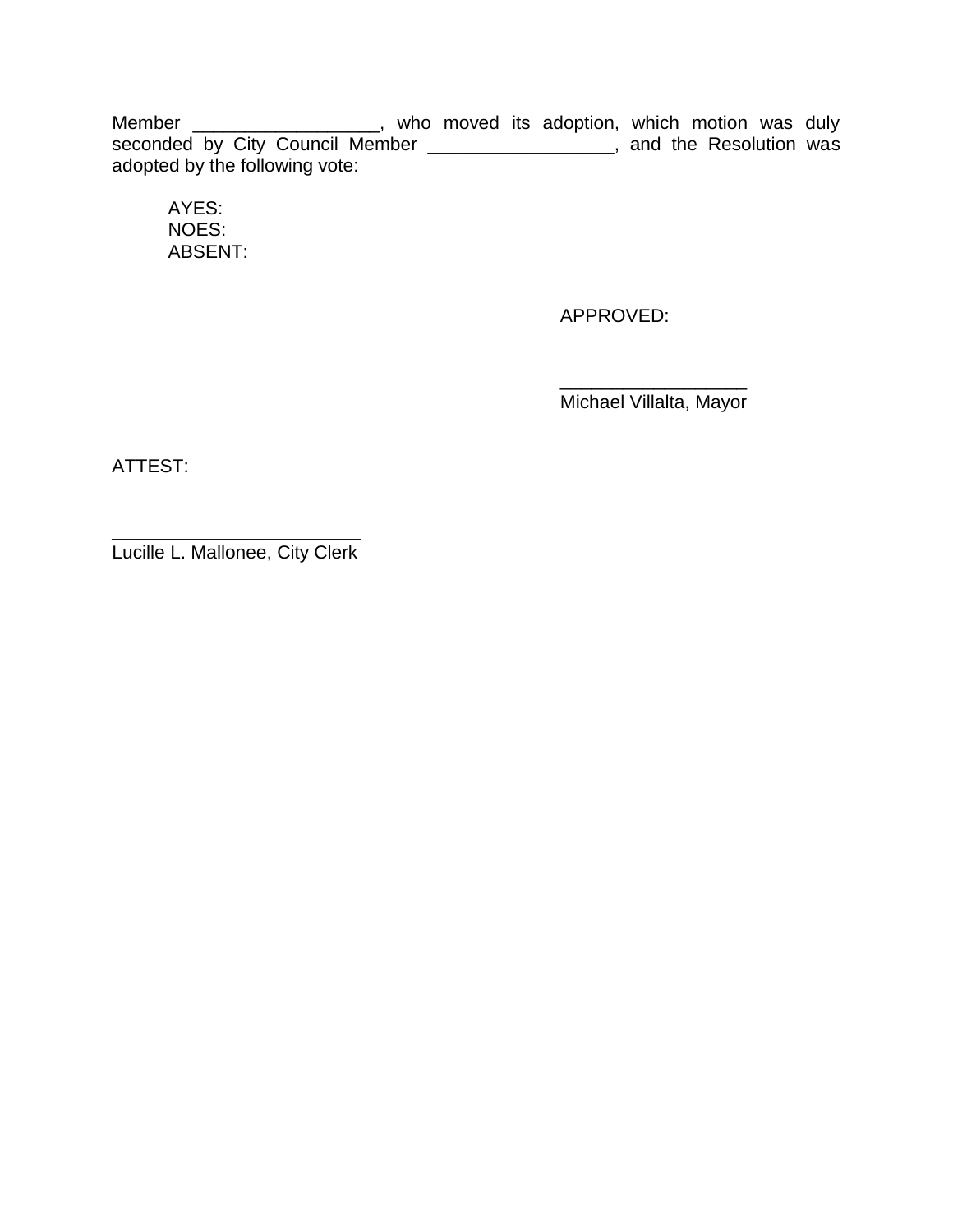Member __________________, who moved its adoption, which motion was duly seconded by City Council Member __________________, and the Resolution was adopted by the following vote:

AYES:
NOES:
ABSENT:

APPROVED:

__________________
Michael Villalta, Mayor

ATTEST:

________________________
Lucille L. Mallonee, City Clerk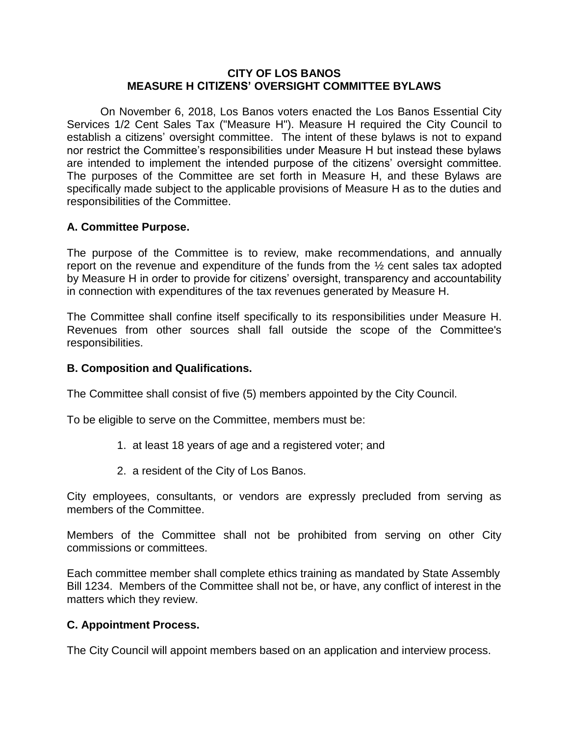**CITY OF LOS BANOS**
**MEASURE H CITIZENS' OVERSIGHT COMMITTEE BYLAWS**

On November 6, 2018, Los Banos voters enacted the Los Banos Essential City Services 1/2 Cent Sales Tax ("Measure H"). Measure H required the City Council to establish a citizens' oversight committee. The intent of these bylaws is not to expand nor restrict the Committee's responsibilities under Measure H but instead these bylaws are intended to implement the intended purpose of the citizens' oversight committee. The purposes of the Committee are set forth in Measure H, and these Bylaws are specifically made subject to the applicable provisions of Measure H as to the duties and responsibilities of the Committee.

**A. Committee Purpose.**

The purpose of the Committee is to review, make recommendations, and annually report on the revenue and expenditure of the funds from the ½ cent sales tax adopted by Measure H in order to provide for citizens' oversight, transparency and accountability in connection with expenditures of the tax revenues generated by Measure H.

The Committee shall confine itself specifically to its responsibilities under Measure H. Revenues from other sources shall fall outside the scope of the Committee's responsibilities.

**B. Composition and Qualifications.**

The Committee shall consist of five (5) members appointed by the City Council.

To be eligible to serve on the Committee, members must be:

1. at least 18 years of age and a registered voter; and
2. a resident of the City of Los Banos.

City employees, consultants, or vendors are expressly precluded from serving as members of the Committee.

Members of the Committee shall not be prohibited from serving on other City commissions or committees.

Each committee member shall complete ethics training as mandated by State Assembly Bill 1234. Members of the Committee shall not be, or have, any conflict of interest in the matters which they review.

**C. Appointment Process.**

The City Council will appoint members based on an application and interview process.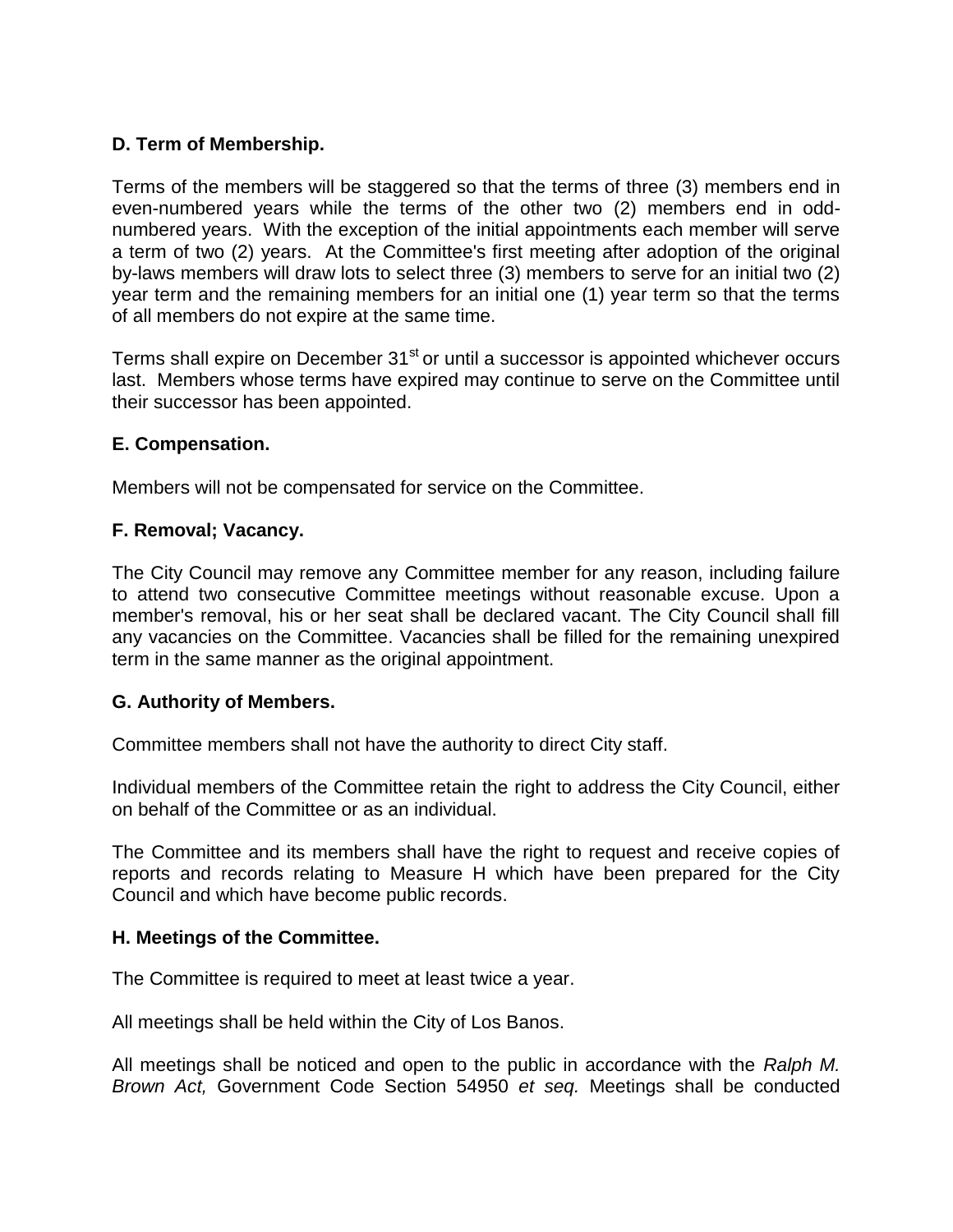**D. Term of Membership.**

Terms of the members will be staggered so that the terms of three (3) members end in even-numbered years while the terms of the other two (2) members end in odd-numbered years. With the exception of the initial appointments each member will serve a term of two (2) years. At the Committee's first meeting after adoption of the original by-laws members will draw lots to select three (3) members to serve for an initial two (2) year term and the remaining members for an initial one (1) year term so that the terms of all members do not expire at the same time.

Terms shall expire on December 31st or until a successor is appointed whichever occurs last. Members whose terms have expired may continue to serve on the Committee until their successor has been appointed.

**E. Compensation.**

Members will not be compensated for service on the Committee.

**F. Removal; Vacancy.**

The City Council may remove any Committee member for any reason, including failure to attend two consecutive Committee meetings without reasonable excuse. Upon a member's removal, his or her seat shall be declared vacant. The City Council shall fill any vacancies on the Committee. Vacancies shall be filled for the remaining unexpired term in the same manner as the original appointment.

**G. Authority of Members.**

Committee members shall not have the authority to direct City staff.

Individual members of the Committee retain the right to address the City Council, either on behalf of the Committee or as an individual.

The Committee and its members shall have the right to request and receive copies of reports and records relating to Measure H which have been prepared for the City Council and which have become public records.

**H. Meetings of the Committee.**

The Committee is required to meet at least twice a year.

All meetings shall be held within the City of Los Banos.

All meetings shall be noticed and open to the public in accordance with the *Ralph M. Brown Act,* Government Code Section 54950 *et seq.* Meetings shall be conducted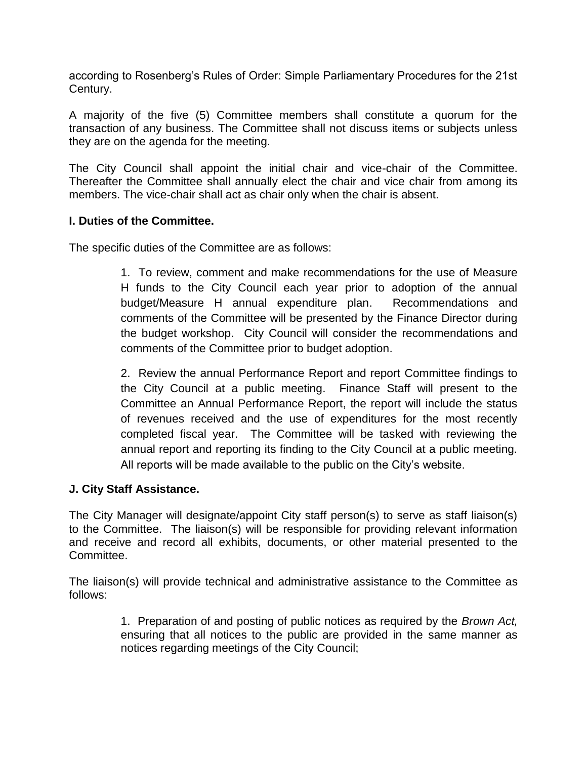according to Rosenberg's Rules of Order: Simple Parliamentary Procedures for the 21st Century.

A majority of the five (5) Committee members shall constitute a quorum for the transaction of any business. The Committee shall not discuss items or subjects unless they are on the agenda for the meeting.

The City Council shall appoint the initial chair and vice-chair of the Committee. Thereafter the Committee shall annually elect the chair and vice chair from among its members. The vice-chair shall act as chair only when the chair is absent.

**I. Duties of the Committee.**

The specific duties of the Committee are as follows:

1. To review, comment and make recommendations for the use of Measure H funds to the City Council each year prior to adoption of the annual budget/Measure H annual expenditure plan. Recommendations and comments of the Committee will be presented by the Finance Director during the budget workshop. City Council will consider the recommendations and comments of the Committee prior to budget adoption.

2. Review the annual Performance Report and report Committee findings to the City Council at a public meeting. Finance Staff will present to the Committee an Annual Performance Report, the report will include the status of revenues received and the use of expenditures for the most recently completed fiscal year. The Committee will be tasked with reviewing the annual report and reporting its finding to the City Council at a public meeting. All reports will be made available to the public on the City's website.

**J. City Staff Assistance.**

The City Manager will designate/appoint City staff person(s) to serve as staff liaison(s) to the Committee. The liaison(s) will be responsible for providing relevant information and receive and record all exhibits, documents, or other material presented to the Committee.

The liaison(s) will provide technical and administrative assistance to the Committee as follows:

1. Preparation of and posting of public notices as required by the *Brown Act,* ensuring that all notices to the public are provided in the same manner as notices regarding meetings of the City Council;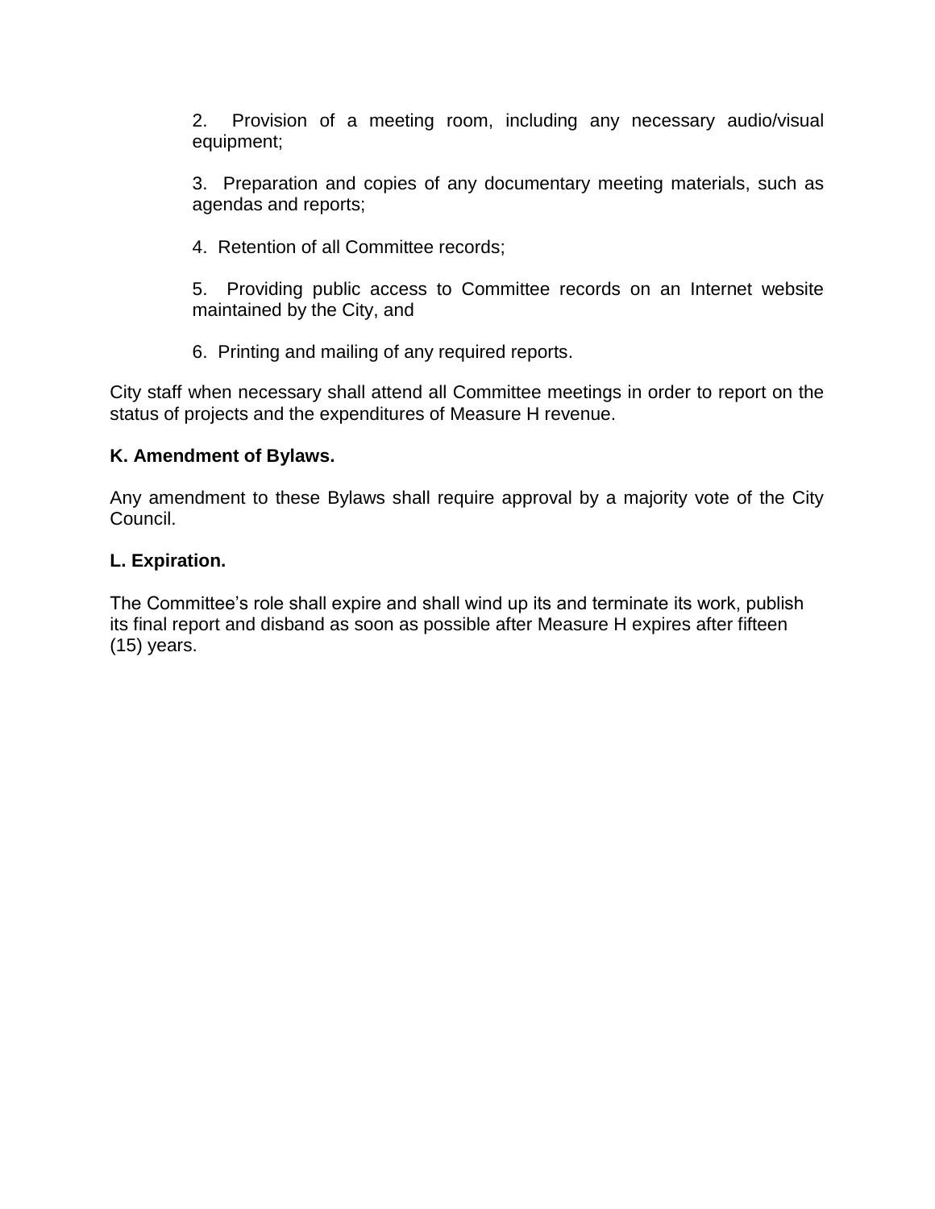2. Provision of a meeting room, including any necessary audio/visual equipment;

3. Preparation and copies of any documentary meeting materials, such as agendas and reports;

4. Retention of all Committee records;

5. Providing public access to Committee records on an Internet website maintained by the City, and

6. Printing and mailing of any required reports.

City staff when necessary shall attend all Committee meetings in order to report on the status of projects and the expenditures of Measure H revenue.

**K. Amendment of Bylaws.**

Any amendment to these Bylaws shall require approval by a majority vote of the City Council.

**L. Expiration.**

The Committee's role shall expire and shall wind up its and terminate its work, publish its final report and disband as soon as possible after Measure H expires after fifteen (15) years.